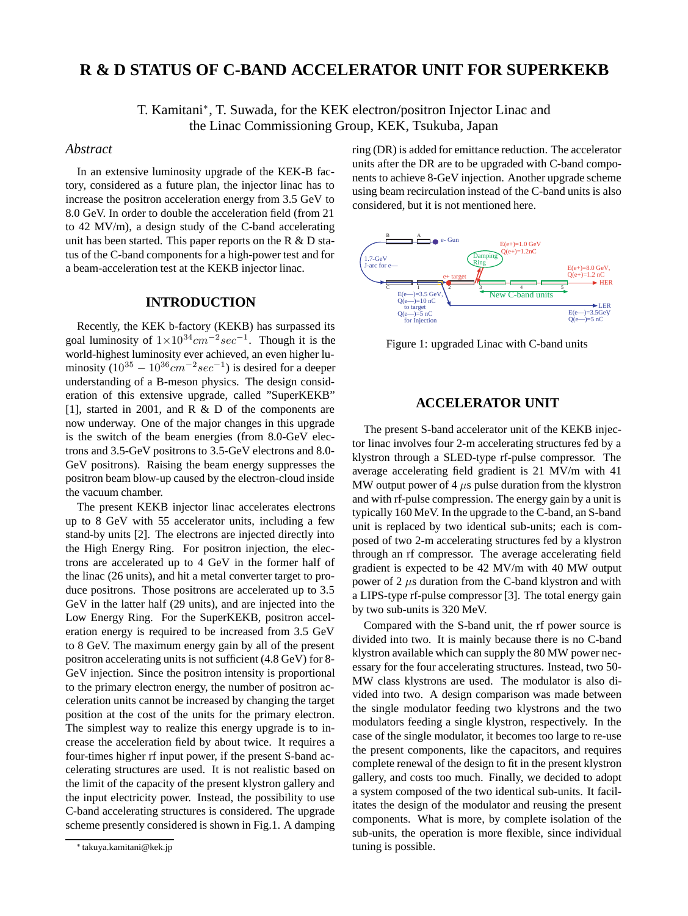# R & D STATUS OF C-BAND ACCELERATOR UNIT FOR SUPERKEKB

T. Kamitani*, T. Suwada, for the KEK electron/positron Injector Linac and the Linac Commissioning Group, KEK, Tsukuba, Japan

## *Abstract*

In an extensive luminosity upgrade of the KEK-B factory, considered as a future plan, the injector linac has to increase the positron acceleration energy from 3.5 GeV to 8.0 GeV. In order to double the acceleration field (from 21 to 42 MV/m), a design study of the C-band accelerating unit has been started. This paper reports on the R & D status of the C-band components for a high-power test and for a beam-acceleration test at the KEKB injector linac.

## INTRODUCTION

Recently, the KEK b-factory (KEKB) has surpassed its goal luminosity of $1{\times}10^{34}cm^{-2}sec^{-1}$. Though it is the world-highest luminosity ever achieved, an even higher luminosity ($10^{35} - 10^{36}cm^{-2}sec^{-1}$) is desired for a deeper understanding of a B-meson physics. The design consideration of this extensive upgrade, called "SuperKEKB" [1], started in 2001, and R & D of the components are now underway. One of the major changes in this upgrade is the switch of the beam energies (from 8.0-GeV electrons and 3.5-GeV positrons to 3.5-GeV electrons and 8.0-GeV positrons). Raising the beam energy suppresses the positron beam blow-up caused by the electron-cloud inside the vacuum chamber.

The present KEKB injector linac accelerates electrons up to 8 GeV with 55 accelerator units, including a few stand-by units [2]. The electrons are injected directly into the High Energy Ring. For positron injection, the electrons are accelerated up to 4 GeV in the former half of the linac (26 units), and hit a metal converter target to produce positrons. Those positrons are accelerated up to 3.5 GeV in the latter half (29 units), and are injected into the Low Energy Ring. For the SuperKEKB, positron acceleration energy is required to be increased from 3.5 GeV to 8 GeV. The maximum energy gain by all of the present positron accelerating units is not sufficient (4.8 GeV) for 8-GeV injection. Since the positron intensity is proportional to the primary electron energy, the number of positron acceleration units cannot be increased by changing the target position at the cost of the units for the primary electron. The simplest way to realize this energy upgrade is to increase the acceleration field by about twice. It requires a four-times higher rf input power, if the present S-band accelerating structures are used. It is not realistic based on the limit of the capacity of the present klystron gallery and the input electricity power. Instead, the possibility to use C-band accelerating structures is considered. The upgrade scheme presently considered is shown in Fig.1. A damping ring (DR) is added for emittance reduction. The accelerator units after the DR are to be upgraded with C-band components to achieve 8-GeV injection. Another upgrade scheme using beam recirculation instead of the C-band units is also considered, but it is not mentioned here.

Figure 1: upgraded Linac with C-band units

## ACCELERATOR UNIT

The present S-band accelerator unit of the KEKB injector linac involves four 2-m accelerating structures fed by a klystron through a SLED-type rf-pulse compressor. The average accelerating field gradient is 21 MV/m with 41 MW output power of 4 $\mu$s pulse duration from the klystron and with rf-pulse compression. The energy gain by a unit is typically 160 MeV. In the upgrade to the C-band, an S-band unit is replaced by two identical sub-units; each is composed of two 2-m accelerating structures fed by a klystron through an rf compressor. The average accelerating field gradient is expected to be 42 MV/m with 40 MW output power of 2 $\mu$s duration from the C-band klystron and with a LIPS-type rf-pulse compressor [3]. The total energy gain by two sub-units is 320 MeV.

Compared with the S-band unit, the rf power source is divided into two. It is mainly because there is no C-band klystron available which can supply the 80 MW power necessary for the four accelerating structures. Instead, two 50-MW class klystrons are used. The modulator is also divided into two. A design comparison was made between the single modulator feeding two klystrons and the two modulators feeding a single klystron, respectively. In the case of the single modulator, it becomes too large to re-use the present components, like the capacitors, and requires complete renewal of the design to fit in the present klystron gallery, and costs too much. Finally, we decided to adopt a system composed of the two identical sub-units. It facilitates the design of the modulator and reusing the present components. What is more, by complete isolation of the sub-units, the operation is more flexible, since individual tuning is possible.

* takuya.kamitani@kek.jp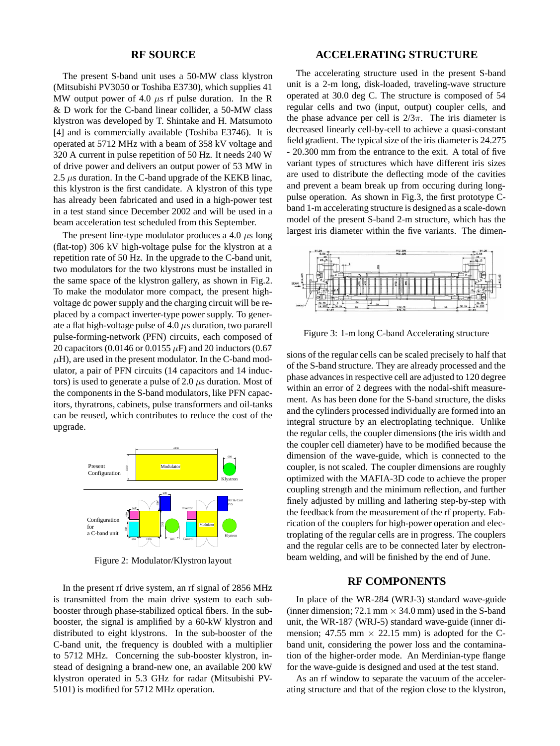## RF SOURCE

The present S-band unit uses a 50-MW class klystron (Mitsubishi PV3050 or Toshiba E3730), which supplies 41 MW output power of 4.0 $\mu$s rf pulse duration. In the R & D work for the C-band linear collider, a 50-MW class klystron was developed by T. Shintake and H. Matsumoto [4] and is commercially available (Toshiba E3746). It is operated at 5712 MHz with a beam of 358 kV voltage and 320 A current in pulse repetition of 50 Hz. It needs 240 W of drive power and delivers an output power of 53 MW in 2.5 $\mu$s duration. In the C-band upgrade of the KEKB linac, this klystron is the first candidate. A klystron of this type has already been fabricated and used in a high-power test in a test stand since December 2002 and will be used in a beam acceleration test scheduled from this September.

The present line-type modulator produces a 4.0 $\mu$s long (flat-top) 306 kV high-voltage pulse for the klystron at a repetition rate of 50 Hz. In the upgrade to the C-band unit, two modulators for the two klystrons must be installed in the same space of the klystron gallery, as shown in Fig.2. To make the modulator more compact, the present high-voltage dc power supply and the charging circuit will be replaced by a compact inverter-type power supply. To generate a flat high-voltage pulse of 4.0 $\mu$s duration, two pararell pulse-forming-network (PFN) circuits, each composed of 20 capacitors (0.0146 or 0.0155 $\mu$F) and 20 inductors (0.67 $\mu$H), are used in the present modulator. In the C-band modulator, a pair of PFN circuits (14 capacitors and 14 inductors) is used to generate a pulse of 2.0 $\mu$s duration. Most of the components in the S-band modulators, like PFN capacitors, thyratrons, cabinets, pulse transformers and oil-tanks can be reused, which contributes to reduce the cost of the upgrade.

Figure 2: Modulator/Klystron layout

In the present rf drive system, an rf signal of 2856 MHz is transmitted from the main drive system to each sub-booster through phase-stabilized optical fibers. In the sub-booster, the signal is amplified by a 60-kW klystron and distributed to eight klystrons. In the sub-booster of the C-band unit, the frequency is doubled with a multiplier to 5712 MHz. Concerning the sub-booster klystron, instead of designing a brand-new one, an available 200 kW klystron operated in 5.3 GHz for radar (Mitsubishi PV-5101) is modified for 5712 MHz operation.

## ACCELERATING STRUCTURE

The accelerating structure used in the present S-band unit is a 2-m long, disk-loaded, traveling-wave structure operated at 30.0 deg C. The structure is composed of 54 regular cells and two (input, output) coupler cells, and the phase advance per cell is $2/3\pi$. The iris diameter is decreased linearly cell-by-cell to achieve a quasi-constant field gradient. The typical size of the iris diameter is 24.275 - 20.300 mm from the entrance to the exit. A total of five variant types of structures which have different iris sizes are used to distribute the deflecting mode of the cavities and prevent a beam break up from occuring during long-pulse operation. As shown in Fig.3, the first prototype C-band 1-m accelerating structure is designed as a scale-down model of the present S-band 2-m structure, which has the largest iris diameter within the five variants. The dimensions of the regular cells can be scaled precisely to half that of the S-band structure. They are already processed and the phase advances in respective cell are adjusted to 120 degree within an error of 2 degrees with the nodal-shift measurement. As has been done for the S-band structure, the disks and the cylinders processed individually are formed into an integral structure by an electroplating technique. Unlike the regular cells, the coupler dimensions (the iris width and the coupler cell diameter) have to be modified because the dimension of the wave-guide, which is connected to the coupler, is not scaled. The coupler dimensions are roughly optimized with the MAFIA-3D code to achieve the proper coupling strength and the minimum reflection, and further finely adjusted by milling and lathering step-by-step with the feedback from the measurement of the rf property. Fabrication of the couplers for high-power operation and electroplating of the regular cells are in progress. The couplers and the regular cells are to be connected later by electron-beam welding, and will be finished by the end of June.

Figure 3: 1-m long C-band Accelerating structure

## RF COMPONENTS

In place of the WR-284 (WRJ-3) standard wave-guide (inner dimension; 72.1 mm $\times$ 34.0 mm) used in the S-band unit, the WR-187 (WRJ-5) standard wave-guide (inner dimension; 47.55 mm $\times$ 22.15 mm) is adopted for the C-band unit, considering the power loss and the contamination of the higher-order mode. An Merdinian-type flange for the wave-guide is designed and used at the test stand.

As an rf window to separate the vacuum of the accelerating structure and that of the region close to the klystron,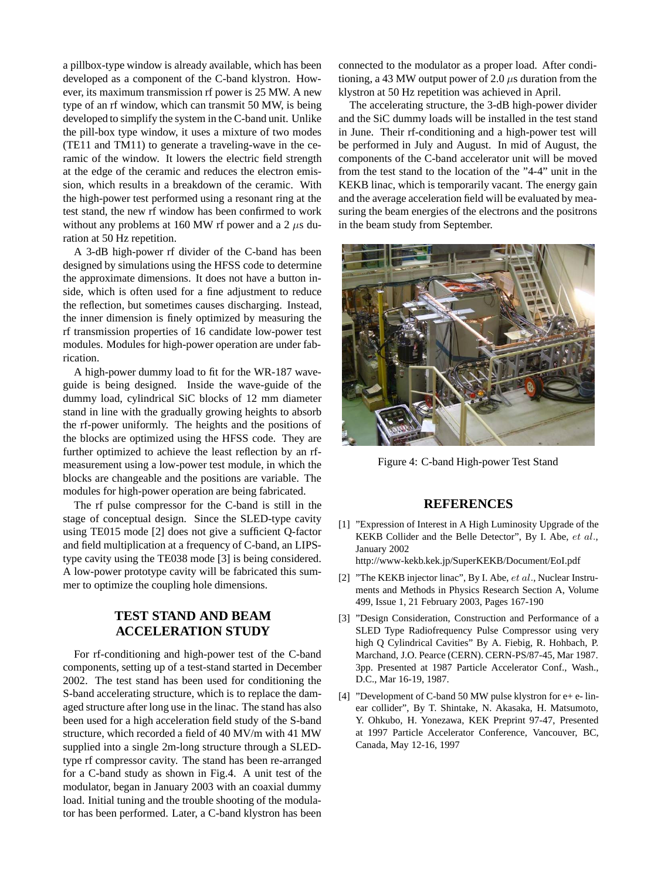a pillbox-type window is already available, which has been developed as a component of the C-band klystron. However, its maximum transmission rf power is 25 MW. A new type of an rf window, which can transmit 50 MW, is being developed to simplify the system in the C-band unit. Unlike the pill-box type window, it uses a mixture of two modes (TE11 and TM11) to generate a traveling-wave in the ceramic of the window. It lowers the electric field strength at the edge of the ceramic and reduces the electron emission, which results in a breakdown of the ceramic. With the high-power test performed using a resonant ring at the test stand, the new rf window has been confirmed to work without any problems at 160 MW rf power and a 2 $\mu$s duration at 50 Hz repetition.

A 3-dB high-power rf divider of the C-band has been designed by simulations using the HFSS code to determine the approximate dimensions. It does not have a button inside, which is often used for a fine adjustment to reduce the reflection, but sometimes causes discharging. Instead, the inner dimension is finely optimized by measuring the rf transmission properties of 16 candidate low-power test modules. Modules for high-power operation are under fabrication.

A high-power dummy load to fit for the WR-187 waveguide is being designed. Inside the wave-guide of the dummy load, cylindrical SiC blocks of 12 mm diameter stand in line with the gradually growing heights to absorb the rf-power uniformly. The heights and the positions of the blocks are optimized using the HFSS code. They are further optimized to achieve the least reflection by an rf-measurement using a low-power test module, in which the blocks are changeable and the positions are variable. The modules for high-power operation are being fabricated.

The rf pulse compressor for the C-band is still in the stage of conceptual design. Since the SLED-type cavity using TE015 mode [2] does not give a sufficient Q-factor and field multiplication at a frequency of C-band, an LIPS-type cavity using the TE038 mode [3] is being considered. A low-power prototype cavity will be fabricated this summer to optimize the coupling hole dimensions.

## TEST STAND AND BEAM ACCELERATION STUDY

For rf-conditioning and high-power test of the C-band components, setting up of a test-stand started in December 2002. The test stand has been used for conditioning the S-band accelerating structure, which is to replace the damaged structure after long use in the linac. The stand has also been used for a high acceleration field study of the S-band structure, which recorded a field of 40 MV/m with 41 MW supplied into a single 2m-long structure through a SLED-type rf compressor cavity. The stand has been re-arranged for a C-band study as shown in Fig.4. A unit test of the modulator, began in January 2003 with an coaxial dummy load. Initial tuning and the trouble shooting of the modulator has been performed. Later, a C-band klystron has been connected to the modulator as a proper load. After conditioning, a 43 MW output power of 2.0 $\mu$s duration from the klystron at 50 Hz repetition was achieved in April.

The accelerating structure, the 3-dB high-power divider and the SiC dummy loads will be installed in the test stand in June. Their rf-conditioning and a high-power test will be performed in July and August. In mid of August, the components of the C-band accelerator unit will be moved from the test stand to the location of the "4-4" unit in the KEKB linac, which is temporarily vacant. The energy gain and the average acceleration field will be evaluated by measuring the beam energies of the electrons and the positrons in the beam study from September.

Figure 4: C-band High-power Test Stand

## REFERENCES

[1] "Expression of Interest in A High Luminosity Upgrade of the KEKB Collider and the Belle Detector", By I. Abe, *et al.*, January 2002
http://www-kekb.kek.jp/SuperKEKB/Document/EoI.pdf

[2] "The KEKB injector linac", By I. Abe, *et al.*, Nuclear Instruments and Methods in Physics Research Section A, Volume 499, Issue 1, 21 February 2003, Pages 167-190

[3] "Design Consideration, Construction and Performance of a SLED Type Radiofrequency Pulse Compressor using very high Q Cylindrical Cavities" By A. Fiebig, R. Hohbach, P. Marchand, J.O. Pearce (CERN). CERN-PS/87-45, Mar 1987. 3pp. Presented at 1987 Particle Accelerator Conf., Wash., D.C., Mar 16-19, 1987.

[4] "Development of C-band 50 MW pulse klystron for e+ e- linear collider", By T. Shintake, N. Akasaka, H. Matsumoto, Y. Ohkubo, H. Yonezawa, KEK Preprint 97-47, Presented at 1997 Particle Accelerator Conference, Vancouver, BC, Canada, May 12-16, 1997